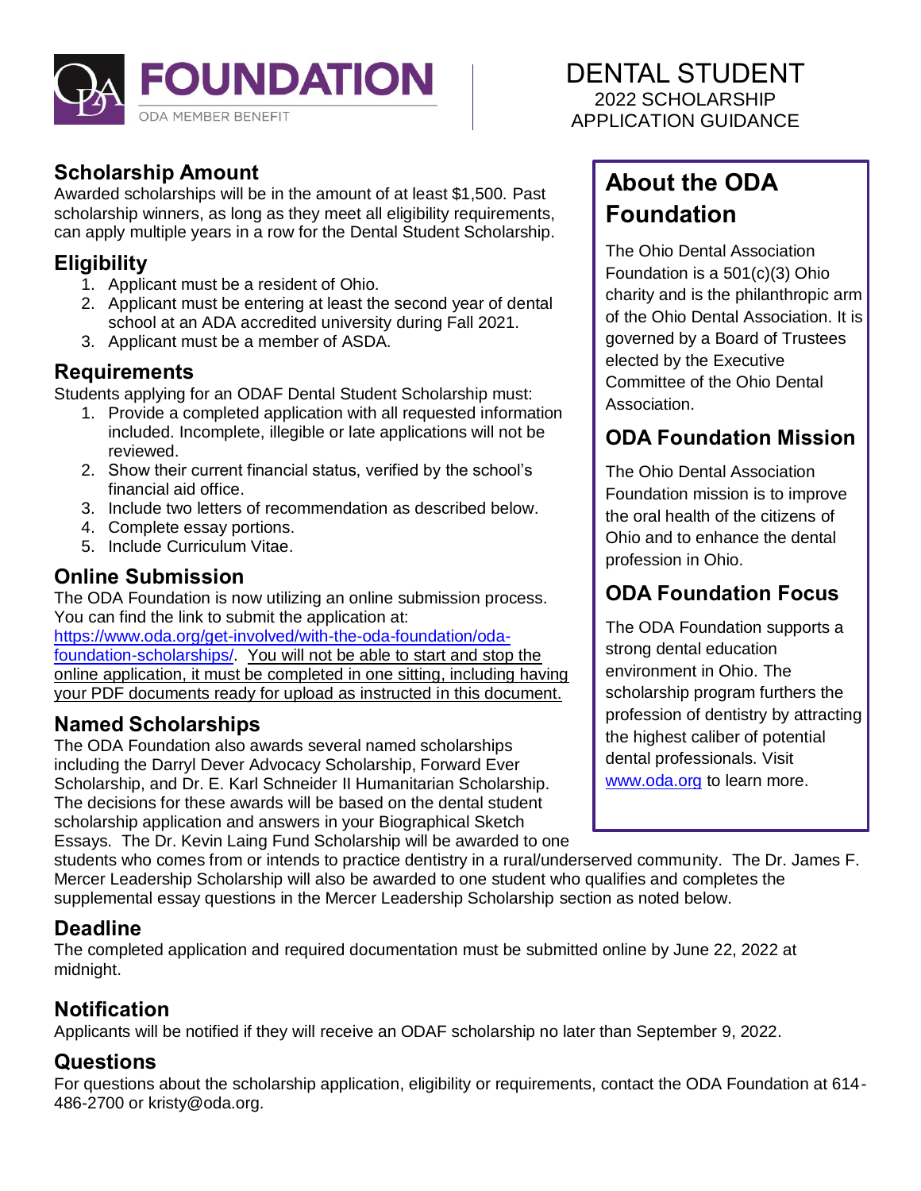# FOUNDATION

ODA MEMBER BENEFIT

# DENTAL STUDENT

2022 SCHOLARSHIP
APPLICATION GUIDANCE

## Scholarship Amount

Awarded scholarships will be in the amount of at least $1,500. Past scholarship winners, as long as they meet all eligibility requirements, can apply multiple years in a row for the Dental Student Scholarship.

## Eligibility

1. Applicant must be a resident of Ohio.
2. Applicant must be entering at least the second year of dental school at an ADA accredited university during Fall 2021.
3. Applicant must be a member of ASDA.

## Requirements

Students applying for an ODAF Dental Student Scholarship must:

1. Provide a completed application with all requested information included. Incomplete, illegible or late applications will not be reviewed.
2. Show their current financial status, verified by the school's financial aid office.
3. Include two letters of recommendation as described below.
4. Complete essay portions.
5. Include Curriculum Vitae.

## Online Submission

The ODA Foundation is now utilizing an online submission process. You can find the link to submit the application at: https://www.oda.org/get-involved/with-the-oda-foundation/oda-foundation-scholarships/. You will not be able to start and stop the online application, it must be completed in one sitting, including having your PDF documents ready for upload as instructed in this document.

## Named Scholarships

The ODA Foundation also awards several named scholarships including the Darryl Dever Advocacy Scholarship, Forward Ever Scholarship, and Dr. E. Karl Schneider II Humanitarian Scholarship. The decisions for these awards will be based on the dental student scholarship application and answers in your Biographical Sketch Essays. The Dr. Kevin Laing Fund Scholarship will be awarded to one students who comes from or intends to practice dentistry in a rural/underserved community. The Dr. James F. Mercer Leadership Scholarship will also be awarded to one student who qualifies and completes the supplemental essay questions in the Mercer Leadership Scholarship section as noted below.

## Deadline

The completed application and required documentation must be submitted online by June 22, 2022 at midnight.

## Notification

Applicants will be notified if they will receive an ODAF scholarship no later than September 9, 2022.

## Questions

For questions about the scholarship application, eligibility or requirements, contact the ODA Foundation at 614-486-2700 or kristy@oda.org.

## About the ODA Foundation

The Ohio Dental Association Foundation is a 501(c)(3) Ohio charity and is the philanthropic arm of the Ohio Dental Association. It is governed by a Board of Trustees elected by the Executive Committee of the Ohio Dental Association.

## ODA Foundation Mission

The Ohio Dental Association Foundation mission is to improve the oral health of the citizens of Ohio and to enhance the dental profession in Ohio.

## ODA Foundation Focus

The ODA Foundation supports a strong dental education environment in Ohio. The scholarship program furthers the profession of dentistry by attracting the highest caliber of potential dental professionals. Visit www.oda.org to learn more.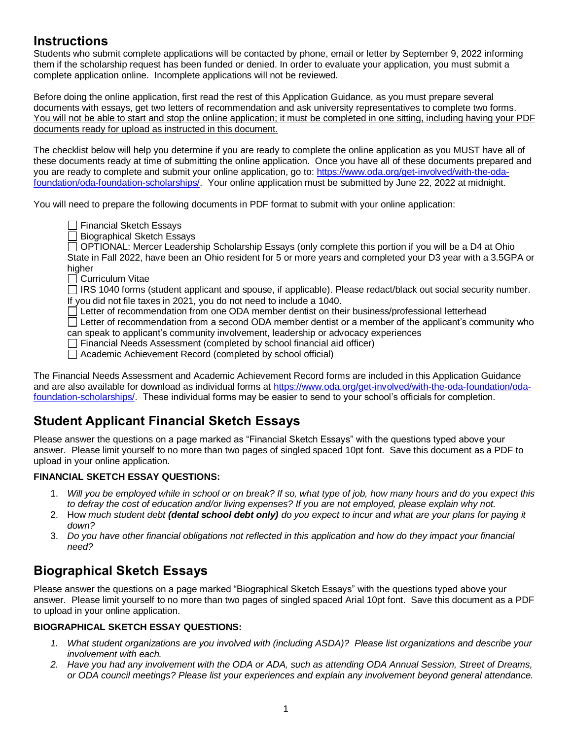## Instructions

Students who submit complete applications will be contacted by phone, email or letter by September 9, 2022 informing them if the scholarship request has been funded or denied. In order to evaluate your application, you must submit a complete application online. Incomplete applications will not be reviewed.

Before doing the online application, first read the rest of this Application Guidance, as you must prepare several documents with essays, get two letters of recommendation and ask university representatives to complete two forms. <u>You will not be able to start and stop the online application; it must be completed in one sitting, including having your PDF documents ready for upload as instructed in this document.</u>

The checklist below will help you determine if you are ready to complete the online application as you MUST have all of these documents ready at time of submitting the online application. Once you have all of these documents prepared and you are ready to complete and submit your online application, go to: [https://www.oda.org/get-involved/with-the-oda-foundation/oda-foundation-scholarships/](https://www.oda.org/get-involved/with-the-oda-foundation/oda-foundation-scholarships/). Your online application must be submitted by June 22, 2022 at midnight.

You will need to prepare the following documents in PDF format to submit with your online application:

- ☐ Financial Sketch Essays
- ☐ Biographical Sketch Essays
- ☐ OPTIONAL: Mercer Leadership Scholarship Essays (only complete this portion if you will be a D4 at Ohio State in Fall 2022, have been an Ohio resident for 5 or more years and completed your D3 year with a 3.5GPA or higher
- ☐ Curriculum Vitae
- ☐ IRS 1040 forms (student applicant and spouse, if applicable). Please redact/black out social security number. If you did not file taxes in 2021, you do not need to include a 1040.
- ☐ Letter of recommendation from one ODA member dentist on their business/professional letterhead
- ☐ Letter of recommendation from a second ODA member dentist or a member of the applicant's community who can speak to applicant's community involvement, leadership or advocacy experiences
- ☐ Financial Needs Assessment (completed by school financial aid officer)
- ☐ Academic Achievement Record (completed by school official)

The Financial Needs Assessment and Academic Achievement Record forms are included in this Application Guidance and are also available for download as individual forms at [https://www.oda.org/get-involved/with-the-oda-foundation/oda-foundation-scholarships/](https://www.oda.org/get-involved/with-the-oda-foundation/oda-foundation-scholarships/). These individual forms may be easier to send to your school's officials for completion.

## Student Applicant Financial Sketch Essays

Please answer the questions on a page marked as "Financial Sketch Essays" with the questions typed above your answer. Please limit yourself to no more than two pages of singled spaced 10pt font. Save this document as a PDF to upload in your online application.

**FINANCIAL SKETCH ESSAY QUESTIONS:**

1. *Will you be employed while in school or on break? If so, what type of job, how many hours and do you expect this to defray the cost of education and/or living expenses? If you are not employed, please explain why not.*
2. How *much student debt **(dental school debt only)** do you expect to incur and what are your plans for paying it down?*
3. *Do you have other financial obligations not reflected in this application and how do they impact your financial need?*

## Biographical Sketch Essays

Please answer the questions on a page marked "Biographical Sketch Essays" with the questions typed above your answer. Please limit yourself to no more than two pages of singled spaced Arial 10pt font. Save this document as a PDF to upload in your online application.

**BIOGRAPHICAL SKETCH ESSAY QUESTIONS:**

1. *What student organizations are you involved with (including ASDA)? Please list organizations and describe your involvement with each.*
2. *Have you had any involvement with the ODA or ADA, such as attending ODA Annual Session, Street of Dreams, or ODA council meetings? Please list your experiences and explain any involvement beyond general attendance.*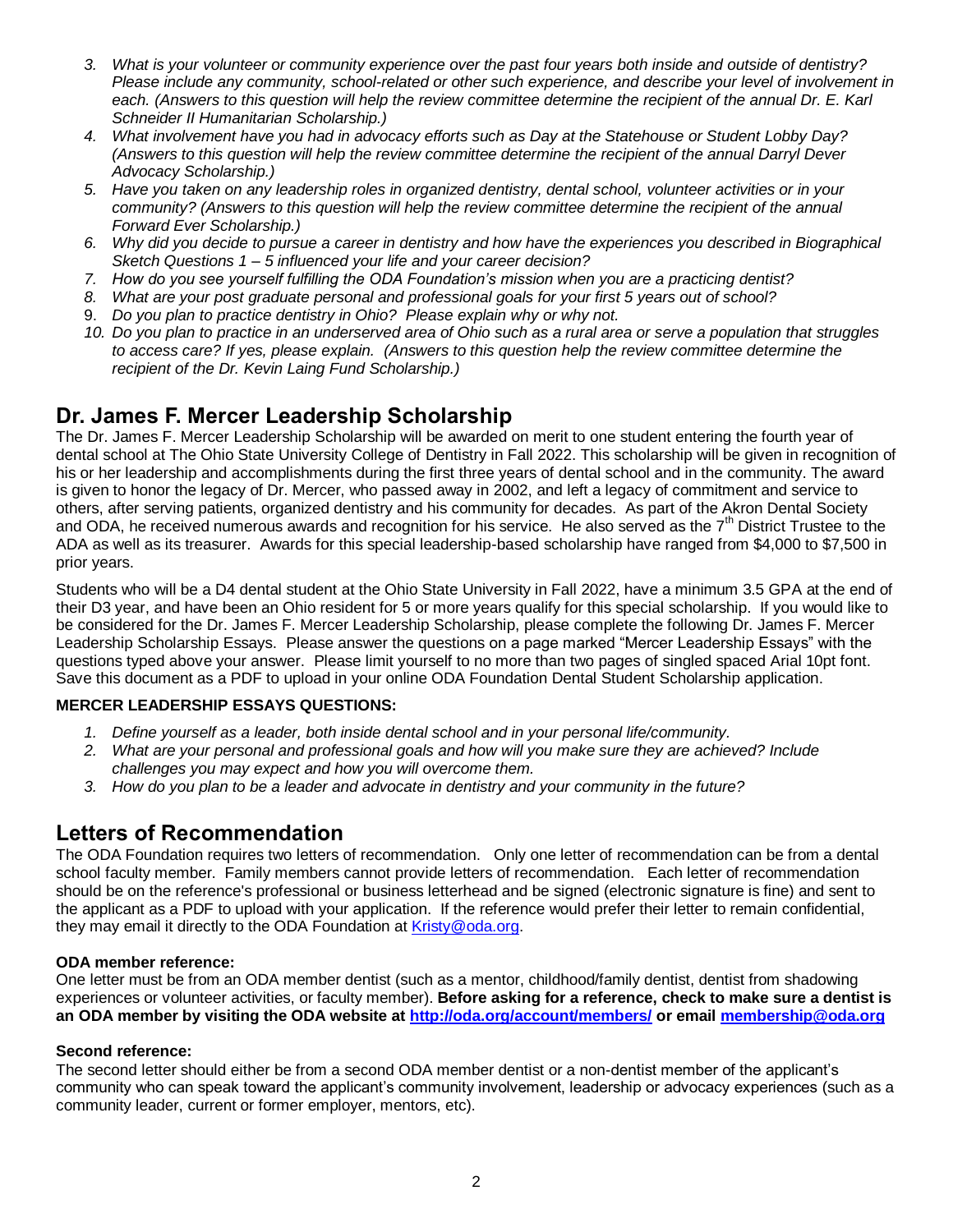3. *What is your volunteer or community experience over the past four years both inside and outside of dentistry? Please include any community, school-related or other such experience, and describe your level of involvement in each. (Answers to this question will help the review committee determine the recipient of the annual Dr. E. Karl Schneider II Humanitarian Scholarship.)*
4. *What involvement have you had in advocacy efforts such as Day at the Statehouse or Student Lobby Day? (Answers to this question will help the review committee determine the recipient of the annual Darryl Dever Advocacy Scholarship.)*
5. *Have you taken on any leadership roles in organized dentistry, dental school, volunteer activities or in your community? (Answers to this question will help the review committee determine the recipient of the annual Forward Ever Scholarship.)*
6. *Why did you decide to pursue a career in dentistry and how have the experiences you described in Biographical Sketch Questions 1 – 5 influenced your life and your career decision?*
7. *How do you see yourself fulfilling the ODA Foundation's mission when you are a practicing dentist?*
8. *What are your post graduate personal and professional goals for your first 5 years out of school?*
9. *Do you plan to practice dentistry in Ohio? Please explain why or why not.*
10. *Do you plan to practice in an underserved area of Ohio such as a rural area or serve a population that struggles to access care? If yes, please explain. (Answers to this question help the review committee determine the recipient of the Dr. Kevin Laing Fund Scholarship.)*

## Dr. James F. Mercer Leadership Scholarship

The Dr. James F. Mercer Leadership Scholarship will be awarded on merit to one student entering the fourth year of dental school at The Ohio State University College of Dentistry in Fall 2022. This scholarship will be given in recognition of his or her leadership and accomplishments during the first three years of dental school and in the community. The award is given to honor the legacy of Dr. Mercer, who passed away in 2002, and left a legacy of commitment and service to others, after serving patients, organized dentistry and his community for decades. As part of the Akron Dental Society and ODA, he received numerous awards and recognition for his service. He also served as the 7th District Trustee to the ADA as well as its treasurer. Awards for this special leadership-based scholarship have ranged from $4,000 to $7,500 in prior years.

Students who will be a D4 dental student at the Ohio State University in Fall 2022, have a minimum 3.5 GPA at the end of their D3 year, and have been an Ohio resident for 5 or more years qualify for this special scholarship. If you would like to be considered for the Dr. James F. Mercer Leadership Scholarship, please complete the following Dr. James F. Mercer Leadership Scholarship Essays. Please answer the questions on a page marked "Mercer Leadership Essays" with the questions typed above your answer. Please limit yourself to no more than two pages of singled spaced Arial 10pt font. Save this document as a PDF to upload in your online ODA Foundation Dental Student Scholarship application.

**MERCER LEADERSHIP ESSAYS QUESTIONS:**

1. *Define yourself as a leader, both inside dental school and in your personal life/community.*
2. *What are your personal and professional goals and how will you make sure they are achieved? Include challenges you may expect and how you will overcome them.*
3. *How do you plan to be a leader and advocate in dentistry and your community in the future?*

## Letters of Recommendation

The ODA Foundation requires two letters of recommendation. Only one letter of recommendation can be from a dental school faculty member. Family members cannot provide letters of recommendation. Each letter of recommendation should be on the reference's professional or business letterhead and be signed (electronic signature is fine) and sent to the applicant as a PDF to upload with your application. If the reference would prefer their letter to remain confidential, they may email it directly to the ODA Foundation at Kristy@oda.org.

**ODA member reference:**

One letter must be from an ODA member dentist (such as a mentor, childhood/family dentist, dentist from shadowing experiences or volunteer activities, or faculty member). **Before asking for a reference, check to make sure a dentist is an ODA member by visiting the ODA website at http://oda.org/account/members/ or email membership@oda.org**

**Second reference:**

The second letter should either be from a second ODA member dentist or a non-dentist member of the applicant's community who can speak toward the applicant's community involvement, leadership or advocacy experiences (such as a community leader, current or former employer, mentors, etc).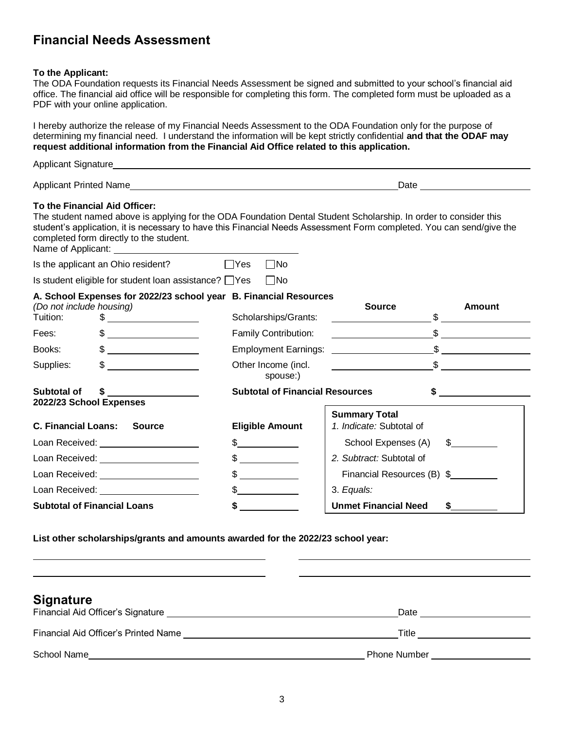## Financial Needs Assessment

**To the Applicant:**
The ODA Foundation requests its Financial Needs Assessment be signed and submitted to your school's financial aid office. The financial aid office will be responsible for completing this form. The completed form must be uploaded as a PDF with your online application.

I hereby authorize the release of my Financial Needs Assessment to the ODA Foundation only for the purpose of determining my financial need. I understand the information will be kept strictly confidential **and that the ODAF may request additional information from the Financial Aid Office related to this application.**

Applicant Signature ______________________________

Applicant Printed Name ______________________________ Date ______________

**To the Financial Aid Officer:**
The student named above is applying for the ODA Foundation Dental Student Scholarship. In order to consider this student's application, it is necessary to have this Financial Needs Assessment Form completed. You can send/give the completed form directly to the student.
Name of Applicant: ______________________________

Is the applicant an Ohio resident? ☐ Yes ☐ No

Is student eligible for student loan assistance? ☐ Yes ☐ No

**A. School Expenses for 2022/23 school year**
*(Do not include housing)*

| | |
|---|---|
| Tuition: | $ |
| Fees: | $ |
| Books: | $ |
| Supplies: | $ |
| **Subtotal of 2022/23 School Expenses** | **$** |

**B. Financial Resources**

| | Source | Amount |
|---|---|---|
| Scholarships/Grants: | | $ |
| Family Contribution: | | $ |
| Employment Earnings: | | $ |
| Other Income (incl. spouse:) | | $ |
| **Subtotal of Financial Resources** | | **$** |

| **C. Financial Loans: Source** | **Eligible Amount** |
|---|---|
| Loan Received: | $ |
| Loan Received: | $ |
| Loan Received: | $ |
| Loan Received: | $ |
| **Subtotal of Financial Loans** | **$** |

**Summary Total**
1. *Indicate:* Subtotal of School Expenses (A) $ ______
2. *Subtract:* Subtotal of Financial Resources (B) $ ______
3. *Equals:*
**Unmet Financial Need $** ______

**List other scholarships/grants and amounts awarded for the 2022/23 school year:**

______________________________ ______________________________

______________________________ ______________________________

## Signature

Financial Aid Officer's Signature ______________________________ Date ______________

Financial Aid Officer's Printed Name ______________________________ Title ______________

School Name ______________________________ Phone Number ______________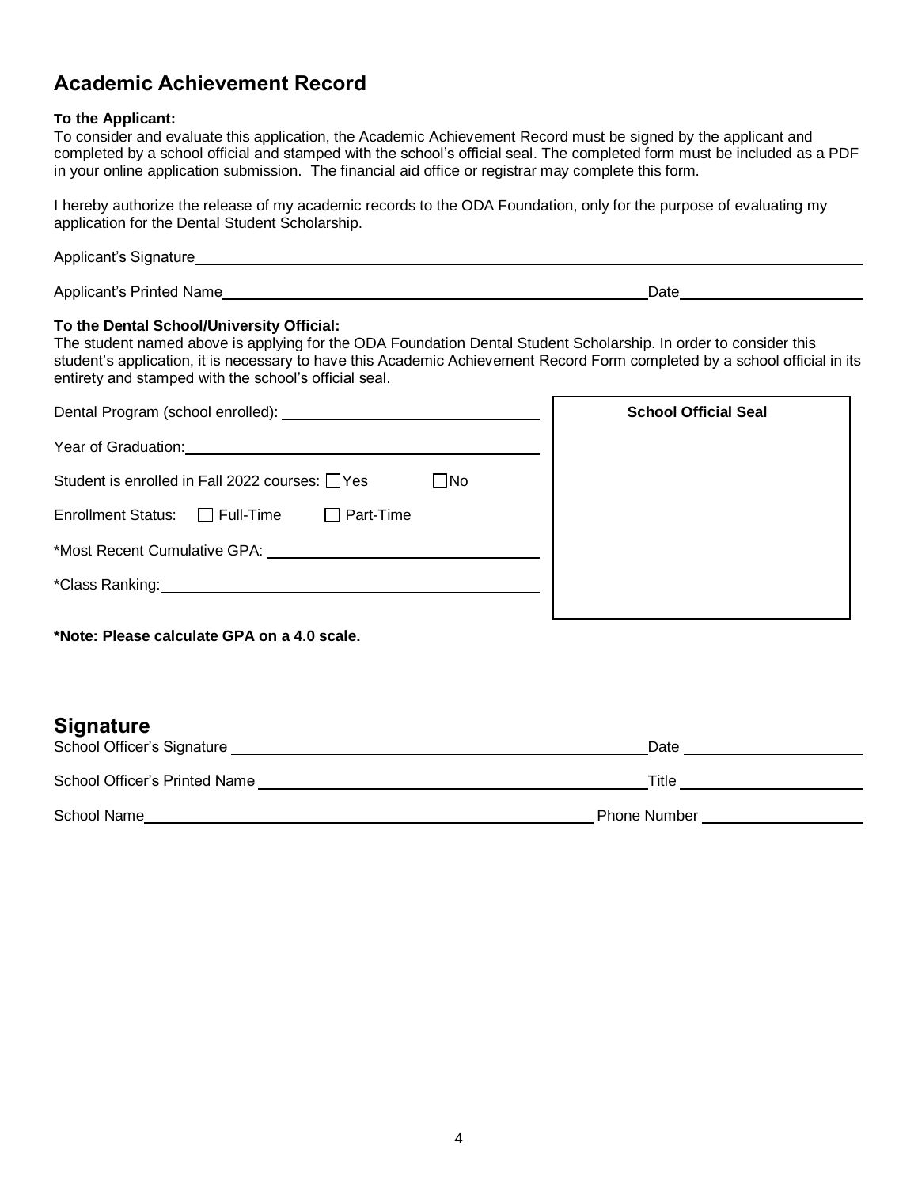## Academic Achievement Record

**To the Applicant:**
To consider and evaluate this application, the Academic Achievement Record must be signed by the applicant and completed by a school official and stamped with the school's official seal. The completed form must be included as a PDF in your online application submission. The financial aid office or registrar may complete this form.

I hereby authorize the release of my academic records to the ODA Foundation, only for the purpose of evaluating my application for the Dental Student Scholarship.

Applicant's Signature ______________________________________________

Applicant's Printed Name ______________________________ Date ______________

**To the Dental School/University Official:**
The student named above is applying for the ODA Foundation Dental Student Scholarship. In order to consider this student's application, it is necessary to have this Academic Achievement Record Form completed by a school official in its entirety and stamped with the school's official seal.

Dental Program (school enrolled): ______________________________

Year of Graduation: ______________________________

Student is enrolled in Fall 2022 courses: ☐ Yes ☐ No

Enrollment Status: ☐ Full-Time ☐ Part-Time

*Most Recent Cumulative GPA: ______________________________

*Class Ranking: ______________________________

**School Official Seal**

**\*Note: Please calculate GPA on a 4.0 scale.**

## Signature

School Officer's Signature ______________________________ Date ______________

School Officer's Printed Name ______________________________ Title ______________

School Name ______________________________ Phone Number ______________